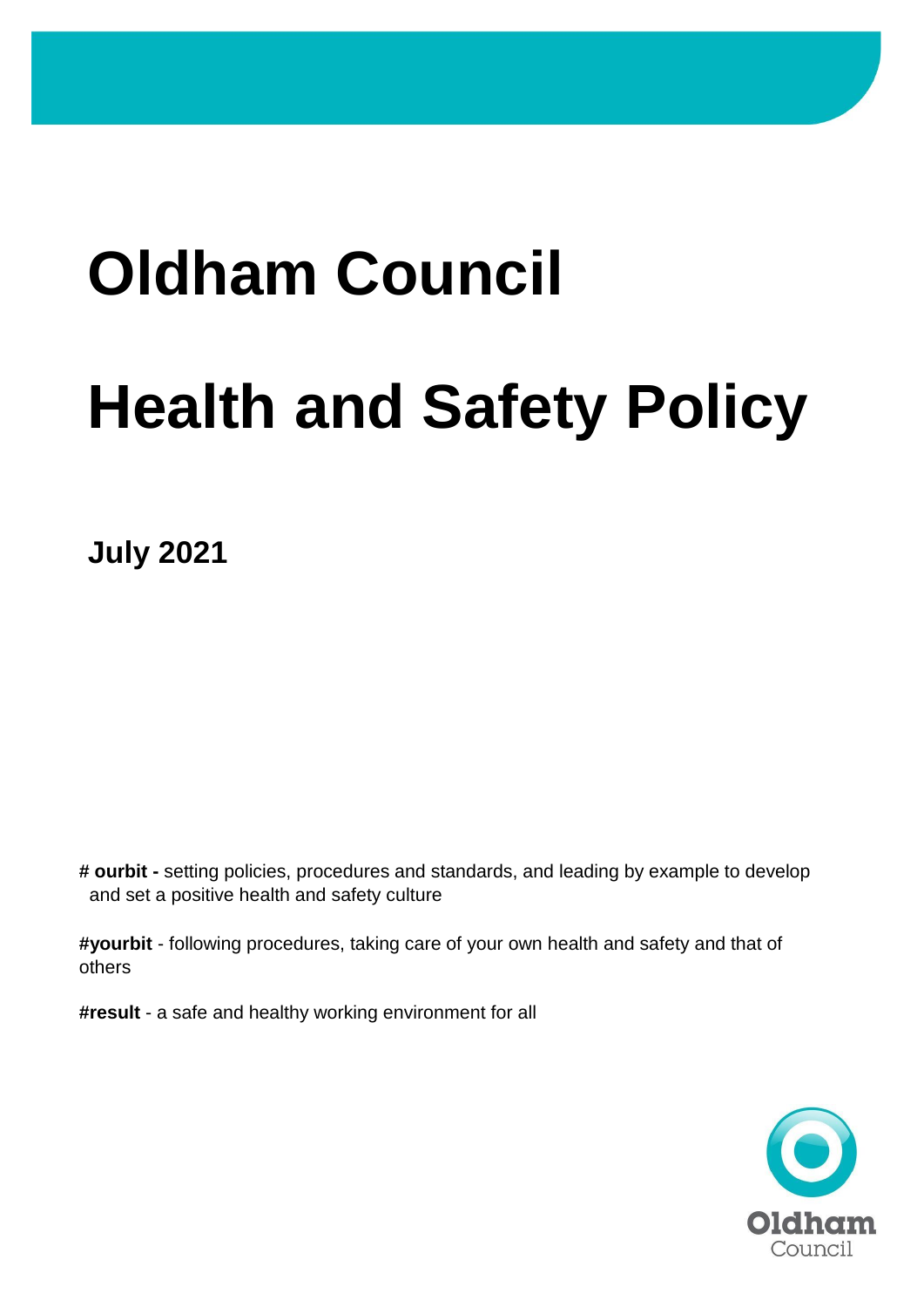# Oldham Council

# Health and Safety Policy

**July 2021**

**# ourbit -** setting policies, procedures and standards, and leading by example to develop and set a positive health and safety culture

**#yourbit** - following procedures, taking care of your own health and safety and that of others

**#result** - a safe and healthy working environment for all

Oldham Council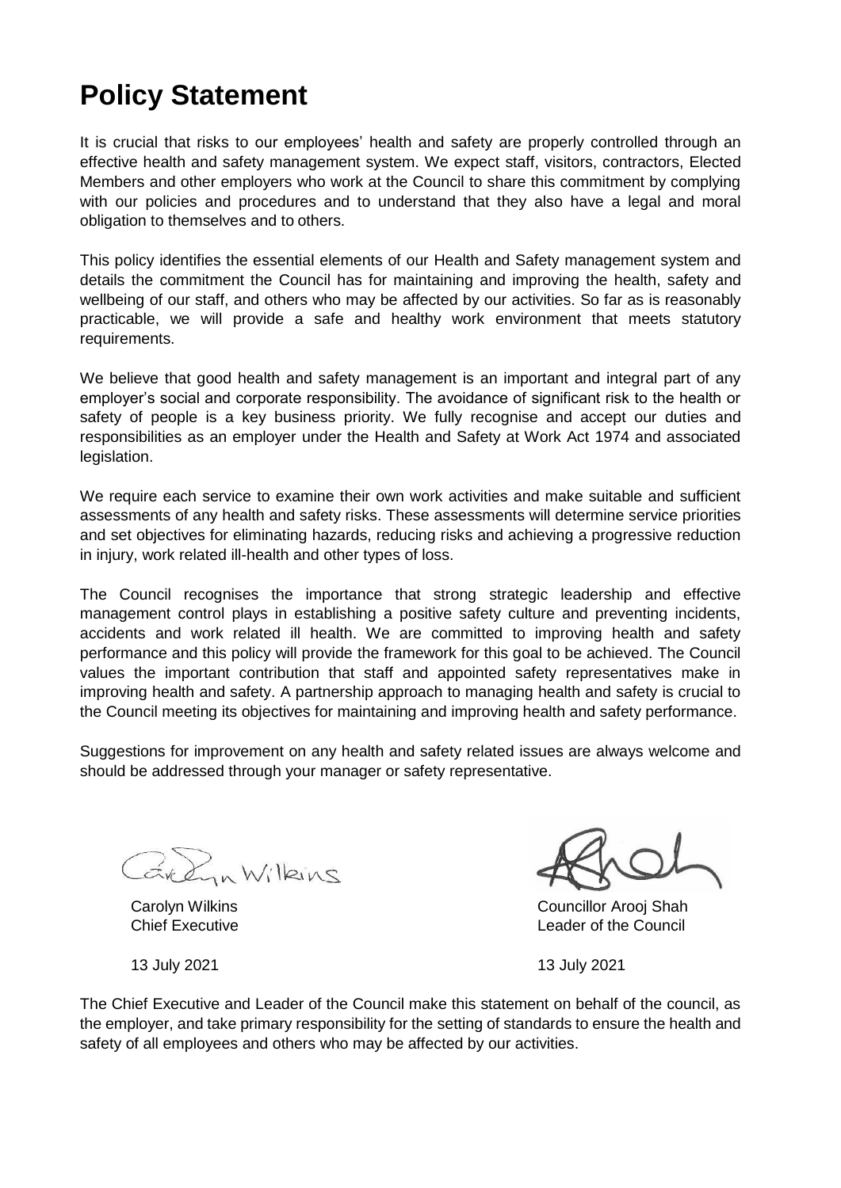# Policy Statement

It is crucial that risks to our employees' health and safety are properly controlled through an effective health and safety management system. We expect staff, visitors, contractors, Elected Members and other employers who work at the Council to share this commitment by complying with our policies and procedures and to understand that they also have a legal and moral obligation to themselves and to others.

This policy identifies the essential elements of our Health and Safety management system and details the commitment the Council has for maintaining and improving the health, safety and wellbeing of our staff, and others who may be affected by our activities. So far as is reasonably practicable, we will provide a safe and healthy work environment that meets statutory requirements.

We believe that good health and safety management is an important and integral part of any employer's social and corporate responsibility. The avoidance of significant risk to the health or safety of people is a key business priority. We fully recognise and accept our duties and responsibilities as an employer under the Health and Safety at Work Act 1974 and associated legislation.

We require each service to examine their own work activities and make suitable and sufficient assessments of any health and safety risks. These assessments will determine service priorities and set objectives for eliminating hazards, reducing risks and achieving a progressive reduction in injury, work related ill-health and other types of loss.

The Council recognises the importance that strong strategic leadership and effective management control plays in establishing a positive safety culture and preventing incidents, accidents and work related ill health. We are committed to improving health and safety performance and this policy will provide the framework for this goal to be achieved. The Council values the important contribution that staff and appointed safety representatives make in improving health and safety. A partnership approach to managing health and safety is crucial to the Council meeting its objectives for maintaining and improving health and safety performance.

Suggestions for improvement on any health and safety related issues are always welcome and should be addressed through your manager or safety representative.

Carolyn Wilkins
Chief Executive

13 July 2021

Councillor Arooj Shah
Leader of the Council

13 July 2021

The Chief Executive and Leader of the Council make this statement on behalf of the council, as the employer, and take primary responsibility for the setting of standards to ensure the health and safety of all employees and others who may be affected by our activities.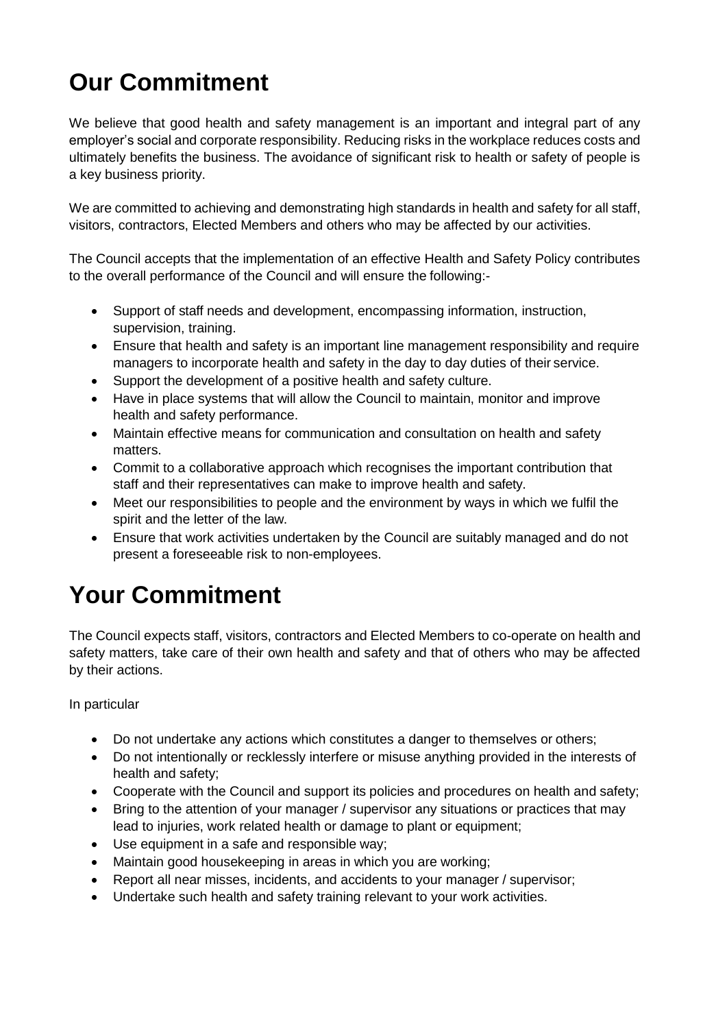# Our Commitment

We believe that good health and safety management is an important and integral part of any employer's social and corporate responsibility. Reducing risks in the workplace reduces costs and ultimately benefits the business. The avoidance of significant risk to health or safety of people is a key business priority.

We are committed to achieving and demonstrating high standards in health and safety for all staff, visitors, contractors, Elected Members and others who may be affected by our activities.

The Council accepts that the implementation of an effective Health and Safety Policy contributes to the overall performance of the Council and will ensure the following:-

- Support of staff needs and development, encompassing information, instruction, supervision, training.
- Ensure that health and safety is an important line management responsibility and require managers to incorporate health and safety in the day to day duties of their service.
- Support the development of a positive health and safety culture.
- Have in place systems that will allow the Council to maintain, monitor and improve health and safety performance.
- Maintain effective means for communication and consultation on health and safety matters.
- Commit to a collaborative approach which recognises the important contribution that staff and their representatives can make to improve health and safety.
- Meet our responsibilities to people and the environment by ways in which we fulfil the spirit and the letter of the law.
- Ensure that work activities undertaken by the Council are suitably managed and do not present a foreseeable risk to non-employees.

# Your Commitment

The Council expects staff, visitors, contractors and Elected Members to co-operate on health and safety matters, take care of their own health and safety and that of others who may be affected by their actions.

In particular

- Do not undertake any actions which constitutes a danger to themselves or others;
- Do not intentionally or recklessly interfere or misuse anything provided in the interests of health and safety;
- Cooperate with the Council and support its policies and procedures on health and safety;
- Bring to the attention of your manager / supervisor any situations or practices that may lead to injuries, work related health or damage to plant or equipment;
- Use equipment in a safe and responsible way;
- Maintain good housekeeping in areas in which you are working;
- Report all near misses, incidents, and accidents to your manager / supervisor;
- Undertake such health and safety training relevant to your work activities.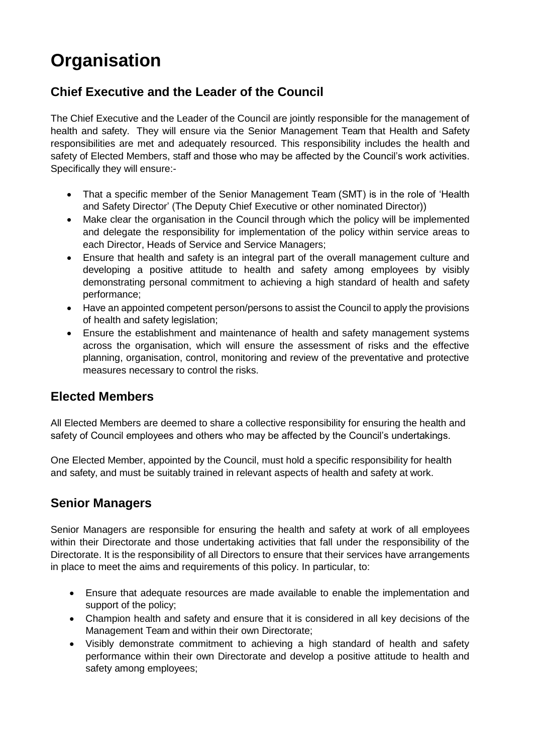# Organisation

## Chief Executive and the Leader of the Council

The Chief Executive and the Leader of the Council are jointly responsible for the management of health and safety. They will ensure via the Senior Management Team that Health and Safety responsibilities are met and adequately resourced. This responsibility includes the health and safety of Elected Members, staff and those who may be affected by the Council's work activities. Specifically they will ensure:-

- That a specific member of the Senior Management Team (SMT) is in the role of 'Health and Safety Director' (The Deputy Chief Executive or other nominated Director))
- Make clear the organisation in the Council through which the policy will be implemented and delegate the responsibility for implementation of the policy within service areas to each Director, Heads of Service and Service Managers;
- Ensure that health and safety is an integral part of the overall management culture and developing a positive attitude to health and safety among employees by visibly demonstrating personal commitment to achieving a high standard of health and safety performance;
- Have an appointed competent person/persons to assist the Council to apply the provisions of health and safety legislation;
- Ensure the establishment and maintenance of health and safety management systems across the organisation, which will ensure the assessment of risks and the effective planning, organisation, control, monitoring and review of the preventative and protective measures necessary to control the risks.

## Elected Members

All Elected Members are deemed to share a collective responsibility for ensuring the health and safety of Council employees and others who may be affected by the Council's undertakings.

One Elected Member, appointed by the Council, must hold a specific responsibility for health and safety, and must be suitably trained in relevant aspects of health and safety at work.

## Senior Managers

Senior Managers are responsible for ensuring the health and safety at work of all employees within their Directorate and those undertaking activities that fall under the responsibility of the Directorate. It is the responsibility of all Directors to ensure that their services have arrangements in place to meet the aims and requirements of this policy. In particular, to:

- Ensure that adequate resources are made available to enable the implementation and support of the policy;
- Champion health and safety and ensure that it is considered in all key decisions of the Management Team and within their own Directorate;
- Visibly demonstrate commitment to achieving a high standard of health and safety performance within their own Directorate and develop a positive attitude to health and safety among employees;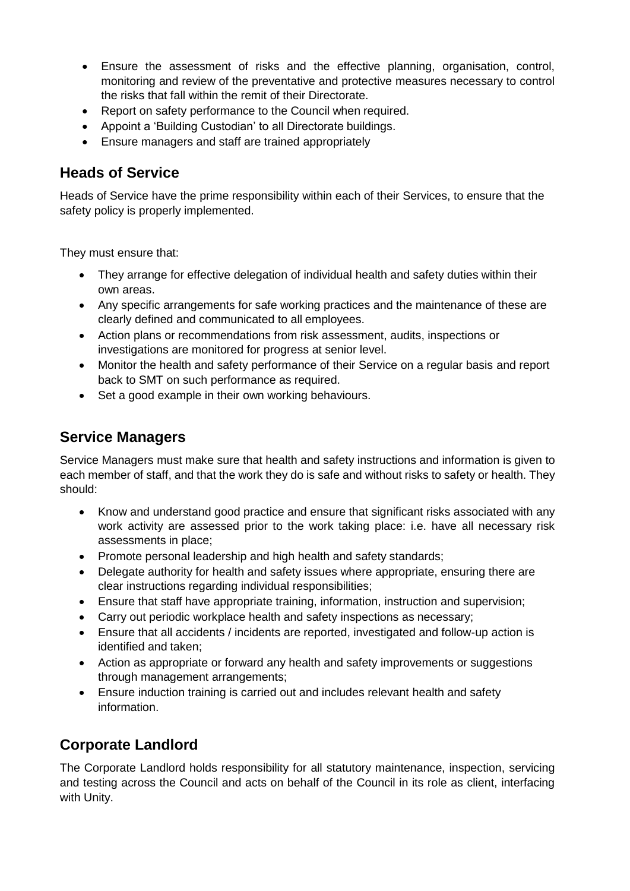- Ensure the assessment of risks and the effective planning, organisation, control, monitoring and review of the preventative and protective measures necessary to control the risks that fall within the remit of their Directorate.
- Report on safety performance to the Council when required.
- Appoint a 'Building Custodian' to all Directorate buildings.
- Ensure managers and staff are trained appropriately

## Heads of Service

Heads of Service have the prime responsibility within each of their Services, to ensure that the safety policy is properly implemented.

They must ensure that:

- They arrange for effective delegation of individual health and safety duties within their own areas.
- Any specific arrangements for safe working practices and the maintenance of these are clearly defined and communicated to all employees.
- Action plans or recommendations from risk assessment, audits, inspections or investigations are monitored for progress at senior level.
- Monitor the health and safety performance of their Service on a regular basis and report back to SMT on such performance as required.
- Set a good example in their own working behaviours.

## Service Managers

Service Managers must make sure that health and safety instructions and information is given to each member of staff, and that the work they do is safe and without risks to safety or health. They should:

- Know and understand good practice and ensure that significant risks associated with any work activity are assessed prior to the work taking place: i.e. have all necessary risk assessments in place;
- Promote personal leadership and high health and safety standards;
- Delegate authority for health and safety issues where appropriate, ensuring there are clear instructions regarding individual responsibilities;
- Ensure that staff have appropriate training, information, instruction and supervision;
- Carry out periodic workplace health and safety inspections as necessary;
- Ensure that all accidents / incidents are reported, investigated and follow-up action is identified and taken;
- Action as appropriate or forward any health and safety improvements or suggestions through management arrangements;
- Ensure induction training is carried out and includes relevant health and safety information.

## Corporate Landlord

The Corporate Landlord holds responsibility for all statutory maintenance, inspection, servicing and testing across the Council and acts on behalf of the Council in its role as client, interfacing with Unity.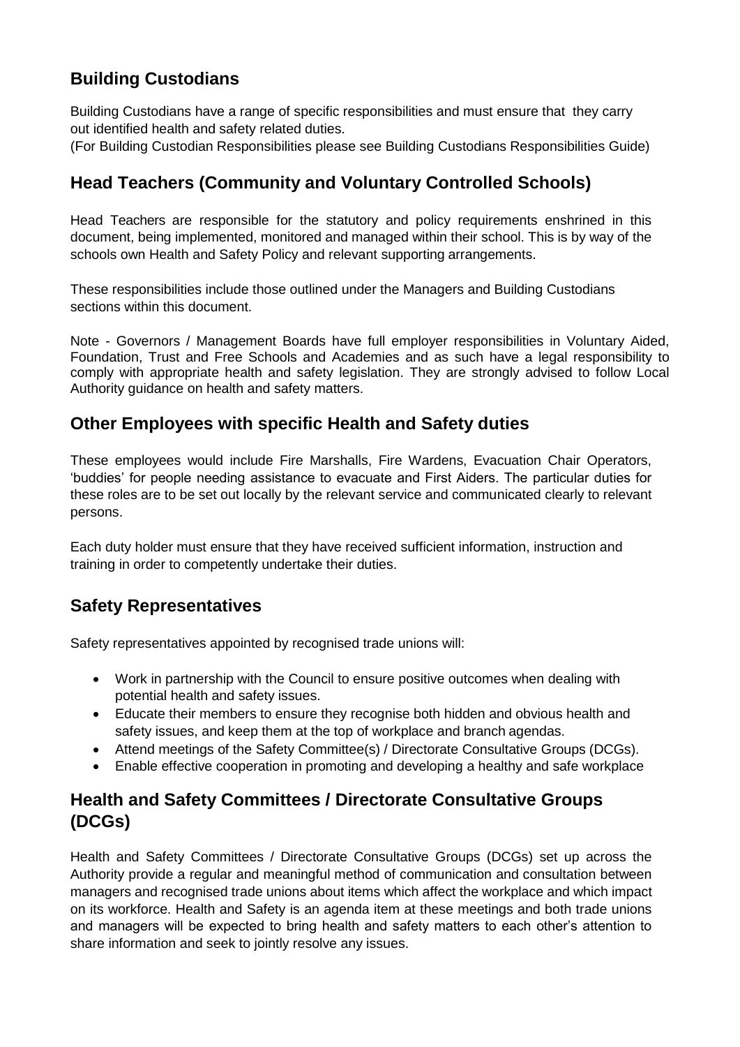## Building Custodians

Building Custodians have a range of specific responsibilities and must ensure that they carry out identified health and safety related duties.
(For Building Custodian Responsibilities please see Building Custodians Responsibilities Guide)

## Head Teachers (Community and Voluntary Controlled Schools)

Head Teachers are responsible for the statutory and policy requirements enshrined in this document, being implemented, monitored and managed within their school. This is by way of the schools own Health and Safety Policy and relevant supporting arrangements.

These responsibilities include those outlined under the Managers and Building Custodians sections within this document.

Note - Governors / Management Boards have full employer responsibilities in Voluntary Aided, Foundation, Trust and Free Schools and Academies and as such have a legal responsibility to comply with appropriate health and safety legislation. They are strongly advised to follow Local Authority guidance on health and safety matters.

## Other Employees with specific Health and Safety duties

These employees would include Fire Marshalls, Fire Wardens, Evacuation Chair Operators, 'buddies' for people needing assistance to evacuate and First Aiders. The particular duties for these roles are to be set out locally by the relevant service and communicated clearly to relevant persons.

Each duty holder must ensure that they have received sufficient information, instruction and training in order to competently undertake their duties.

## Safety Representatives

Safety representatives appointed by recognised trade unions will:

- Work in partnership with the Council to ensure positive outcomes when dealing with potential health and safety issues.
- Educate their members to ensure they recognise both hidden and obvious health and safety issues, and keep them at the top of workplace and branch agendas.
- Attend meetings of the Safety Committee(s) / Directorate Consultative Groups (DCGs).
- Enable effective cooperation in promoting and developing a healthy and safe workplace

## Health and Safety Committees / Directorate Consultative Groups (DCGs)

Health and Safety Committees / Directorate Consultative Groups (DCGs) set up across the Authority provide a regular and meaningful method of communication and consultation between managers and recognised trade unions about items which affect the workplace and which impact on its workforce. Health and Safety is an agenda item at these meetings and both trade unions and managers will be expected to bring health and safety matters to each other's attention to share information and seek to jointly resolve any issues.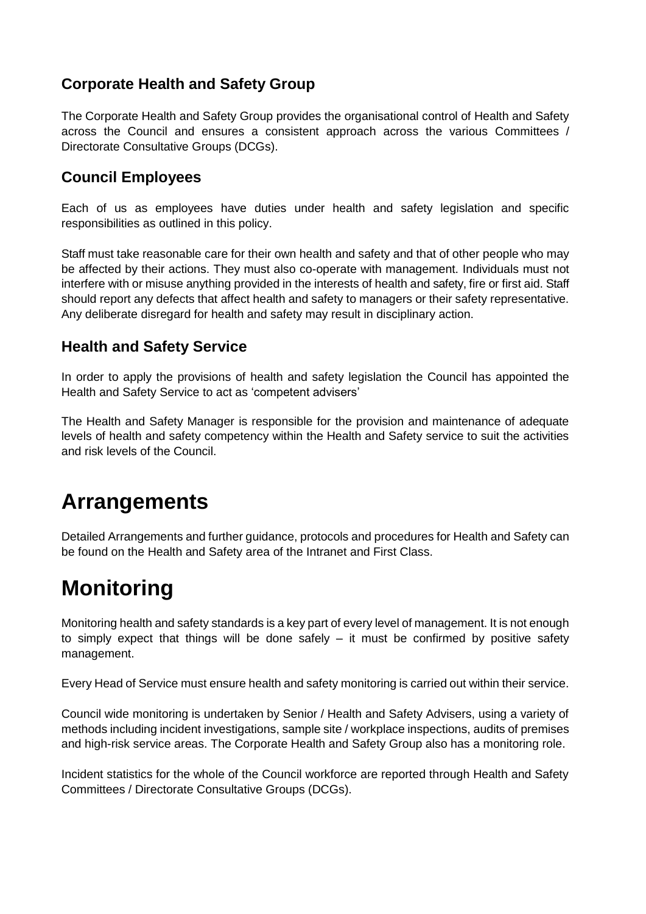### Corporate Health and Safety Group

The Corporate Health and Safety Group provides the organisational control of Health and Safety across the Council and ensures a consistent approach across the various Committees / Directorate Consultative Groups (DCGs).

### Council Employees

Each of us as employees have duties under health and safety legislation and specific responsibilities as outlined in this policy.

Staff must take reasonable care for their own health and safety and that of other people who may be affected by their actions. They must also co-operate with management. Individuals must not interfere with or misuse anything provided in the interests of health and safety, fire or first aid. Staff should report any defects that affect health and safety to managers or their safety representative. Any deliberate disregard for health and safety may result in disciplinary action.

### Health and Safety Service

In order to apply the provisions of health and safety legislation the Council has appointed the Health and Safety Service to act as 'competent advisers'

The Health and Safety Manager is responsible for the provision and maintenance of adequate levels of health and safety competency within the Health and Safety service to suit the activities and risk levels of the Council.

# Arrangements

Detailed Arrangements and further guidance, protocols and procedures for Health and Safety can be found on the Health and Safety area of the Intranet and First Class.

# Monitoring

Monitoring health and safety standards is a key part of every level of management. It is not enough to simply expect that things will be done safely – it must be confirmed by positive safety management.

Every Head of Service must ensure health and safety monitoring is carried out within their service.

Council wide monitoring is undertaken by Senior / Health and Safety Advisers, using a variety of methods including incident investigations, sample site / workplace inspections, audits of premises and high-risk service areas. The Corporate Health and Safety Group also has a monitoring role.

Incident statistics for the whole of the Council workforce are reported through Health and Safety Committees / Directorate Consultative Groups (DCGs).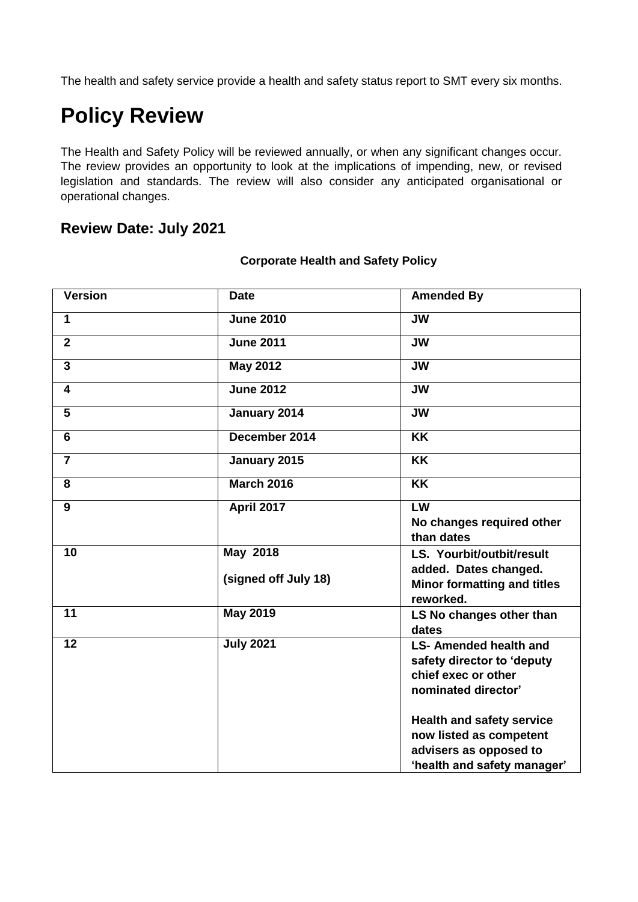The health and safety service provide a health and safety status report to SMT every six months.

# Policy Review

The Health and Safety Policy will be reviewed annually, or when any significant changes occur. The review provides an opportunity to look at the implications of impending, new, or revised legislation and standards. The review will also consider any anticipated organisational or operational changes.

## Review Date: July 2021

**Corporate Health and Safety Policy**

| Version | Date | Amended By |
|---|---|---|
| 1 | June 2010 | JW |
| 2 | June 2011 | JW |
| 3 | May 2012 | JW |
| 4 | June 2012 | JW |
| 5 | January 2014 | JW |
| 6 | December 2014 | KK |
| 7 | January 2015 | KK |
| 8 | March 2016 | KK |
| 9 | April 2017 | LW<br>No changes required other than dates |
| 10 | May 2018<br>(signed off July 18) | LS. Yourbit/outbit/result added. Dates changed. Minor formatting and titles reworked. |
| 11 | May 2019 | LS No changes other than dates |
| 12 | July 2021 | LS- Amended health and safety director to 'deputy chief exec or other nominated director'<br><br>Health and safety service now listed as competent advisers as opposed to 'health and safety manager' |